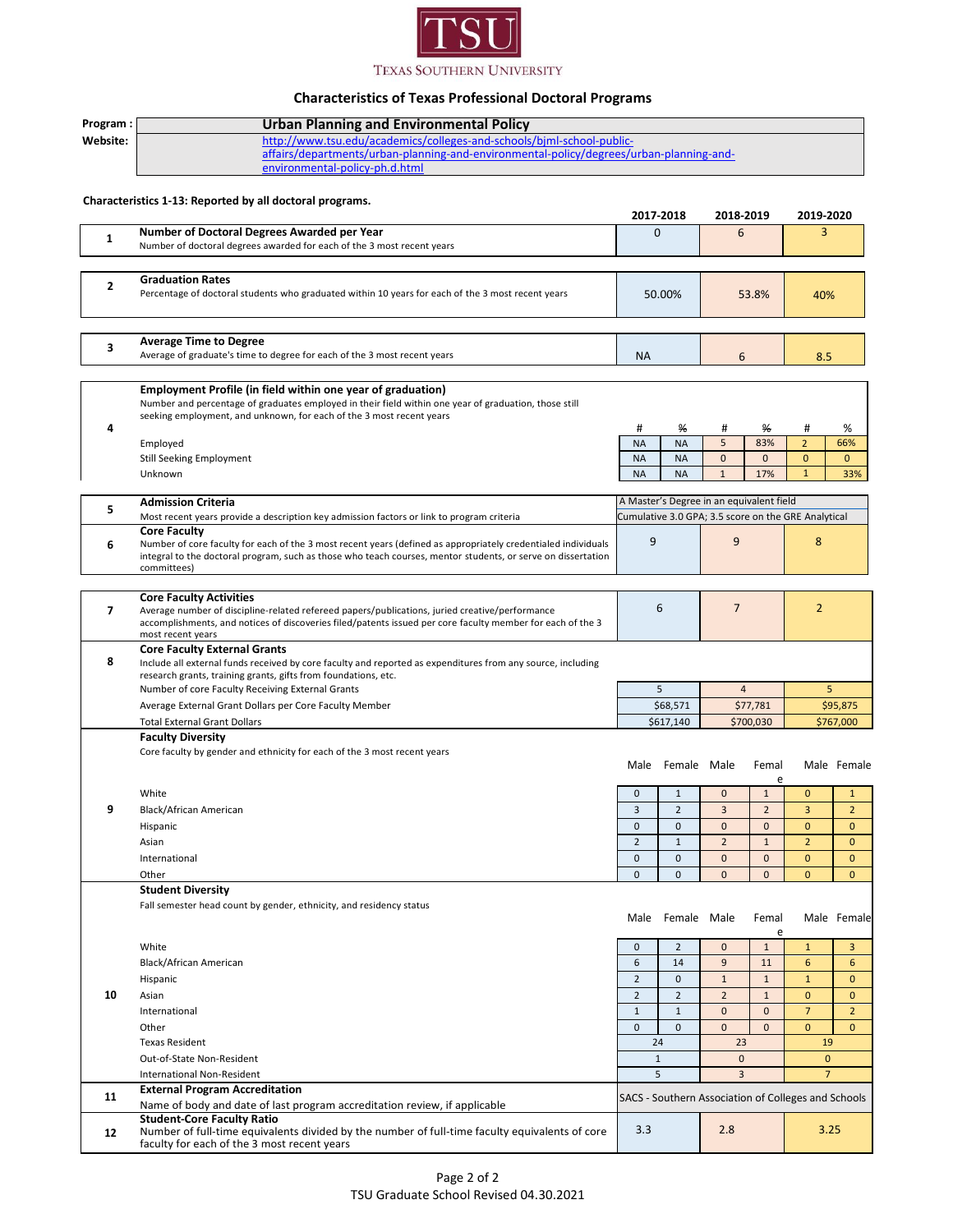# Texas Southern University

## Characteristics of Texas Professional Doctoral Programs

**Program :** **Urban Planning and Environmental Policy**

**Website:** http://www.tsu.edu/academics/colleges-and-schools/bjml-school-public-affairs/departments/urban-planning-and-environmental-policy/degrees/urban-planning-and-environmental-policy-ph.d.html

**Characteristics 1-13: Reported by all doctoral programs.**

| # | Characteristic | 2017-2018 | | 2018-2019 | | 2019-2020 | |
|---|---|---|---|---|---|---|---|
| 1 | **Number of Doctoral Degrees Awarded per Year**<br>Number of doctoral degrees awarded for each of the 3 most recent years | 0 | | 6 | | 3 | |
| 2 | **Graduation Rates**<br>Percentage of doctoral students who graduated within 10 years for each of the 3 most recent years | 50.00% | | 53.8% | | 40% | |
| 3 | **Average Time to Degree**<br>Average of graduate's time to degree for each of the 3 most recent years | NA | | 6 | | 8.5 | |
| 4 | **Employment Profile (in field within one year of graduation)**<br>Number and percentage of graduates employed in their field within one year of graduation, those still seeking employment, and unknown, for each of the 3 most recent years | # | % | # | % | # | % |
| | Employed | NA | NA | 5 | 83% | 2 | 66% |
| | Still Seeking Employment | NA | NA | 0 | 0 | 0 | 0 |
| | Unknown | NA | NA | 1 | 17% | 1 | 33% |
| 5 | **Admission Criteria**<br>Most recent years provide a description key admission factors or link to program criteria | A Master's Degree in an equivalent field<br>Cumulative 3.0 GPA; 3.5 score on the GRE Analytical | | | | | |
| 6 | **Core Faculty**<br>Number of core faculty for each of the 3 most recent years (defined as appropriately credentialed individuals integral to the doctoral program, such as those who teach courses, mentor students, or serve on dissertation committees) | 9 | | 9 | | 8 | |
| 7 | **Core Faculty Activities**<br>Average number of discipline-related refereed papers/publications, juried creative/performance accomplishments, and notices of discoveries filed/patents issued per core faculty member for each of the 3 most recent years | 6 | | 7 | | 2 | |
| 8 | **Core Faculty External Grants**<br>Include all external funds received by core faculty and reported as expenditures from any source, including research grants, training grants, gifts from foundations, etc. | | | | | | |
| | Number of core Faculty Receiving External Grants | 5 | | 4 | | 5 | |
| | Average External Grant Dollars per Core Faculty Member | $68,571 | | $77,781 | | $95,875 | |
| | Total External Grant Dollars | $617,140 | | $700,030 | | $767,000 | |
| 9 | **Faculty Diversity**<br>Core faculty by gender and ethnicity for each of the 3 most recent years | Male | Female | Male | Female | Male | Female |
| | White | 0 | 1 | 0 | 1 | 0 | 1 |
| | Black/African American | 3 | 2 | 3 | 2 | 3 | 2 |
| | Hispanic | 0 | 0 | 0 | 0 | 0 | 0 |
| | Asian | 2 | 1 | 2 | 1 | 2 | 0 |
| | International | 0 | 0 | 0 | 0 | 0 | 0 |
| | Other | 0 | 0 | 0 | 0 | 0 | 0 |
| 10 | **Student Diversity**<br>Fall semester head count by gender, ethnicity, and residency status | Male | Female | Male | Female | Male | Female |
| | White | 0 | 2 | 0 | 1 | 1 | 3 |
| | Black/African American | 6 | 14 | 9 | 11 | 6 | 6 |
| | Hispanic | 2 | 0 | 1 | 1 | 1 | 0 |
| | Asian | 2 | 2 | 2 | 1 | 0 | 0 |
| | International | 1 | 1 | 0 | 0 | 7 | 2 |
| | Other | 0 | 0 | 0 | 0 | 0 | 0 |
| | Texas Resident | 24 | | 23 | | 19 | |
| | Out-of-State Non-Resident | 1 | | 0 | | 0 | |
| | International Non-Resident | 5 | | 3 | | 7 | |
| 11 | **External Program Accreditation**<br>Name of body and date of last program accreditation review, if applicable | SACS - Southern Association of Colleges and Schools | | | | | |
| 12 | **Student-Core Faculty Ratio**<br>Number of full-time equivalents divided by the number of full-time faculty equivalents of core faculty for each of the 3 most recent years | 3.3 | | 2.8 | | 3.25 | |

TSU Graduate School Revised 04.30.2021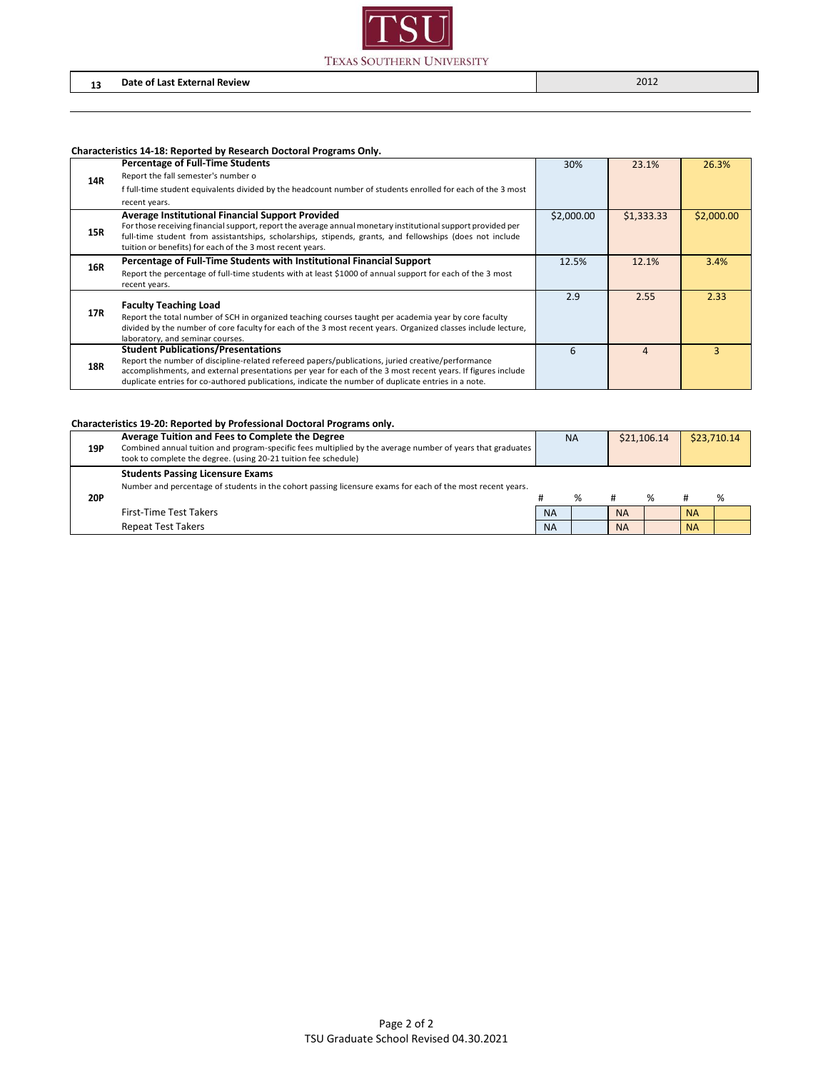TSU

TEXAS SOUTHERN UNIVERSITY

| | | |
|---|---|---|
| 13 | **Date of Last External Review** | 2012 |

**Characteristics 14-18: Reported by Research Doctoral Programs Only.**

| | | | | |
|---|---|---|---|---|
| 14R | **Percentage of Full-Time Students**<br>Report the fall semester's number o<br>f full-time student equivalents divided by the headcount number of students enrolled for each of the 3 most recent years. | 30% | 23.1% | 26.3% |
| 15R | **Average Institutional Financial Support Provided**<br>For those receiving financial support, report the average annual monetary institutional support provided per full-time student from assistantships, scholarships, stipends, grants, and fellowships (does not include tuition or benefits) for each of the 3 most recent years. | $2,000.00 | $1,333.33 | $2,000.00 |
| 16R | **Percentage of Full-Time Students with Institutional Financial Support**<br>Report the percentage of full-time students with at least $1000 of annual support for each of the 3 most recent years. | 12.5% | 12.1% | 3.4% |
| 17R | **Faculty Teaching Load**<br>Report the total number of SCH in organized teaching courses taught per academia year by core faculty divided by the number of core faculty for each of the 3 most recent years. Organized classes include lecture, laboratory, and seminar courses. | 2.9 | 2.55 | 2.33 |
| 18R | **Student Publications/Presentations**<br>Report the number of discipline-related refereed papers/publications, juried creative/performance accomplishments, and external presentations per year for each of the 3 most recent years. If figures include duplicate entries for co-authored publications, indicate the number of duplicate entries in a note. | 6 | 4 | 3 |

**Characteristics 19-20: Reported by Professional Doctoral Programs only.**

| | | | | | | | |
|---|---|---|---|---|---|---|---|
| 19P | **Average Tuition and Fees to Complete the Degree**<br>Combined annual tuition and program-specific fees multiplied by the average number of years that graduates took to complete the degree. (using 20-21 tuition fee schedule) | NA | | $21,106.14 | | $23,710.14 | |
| 20P | **Students Passing Licensure Exams**<br>Number and percentage of students in the cohort passing licensure exams for each of the most recent years. | # | % | # | % | # | % |
| | First-Time Test Takers | NA | | NA | | NA | |
| | Repeat Test Takers | NA | | NA | | NA | |